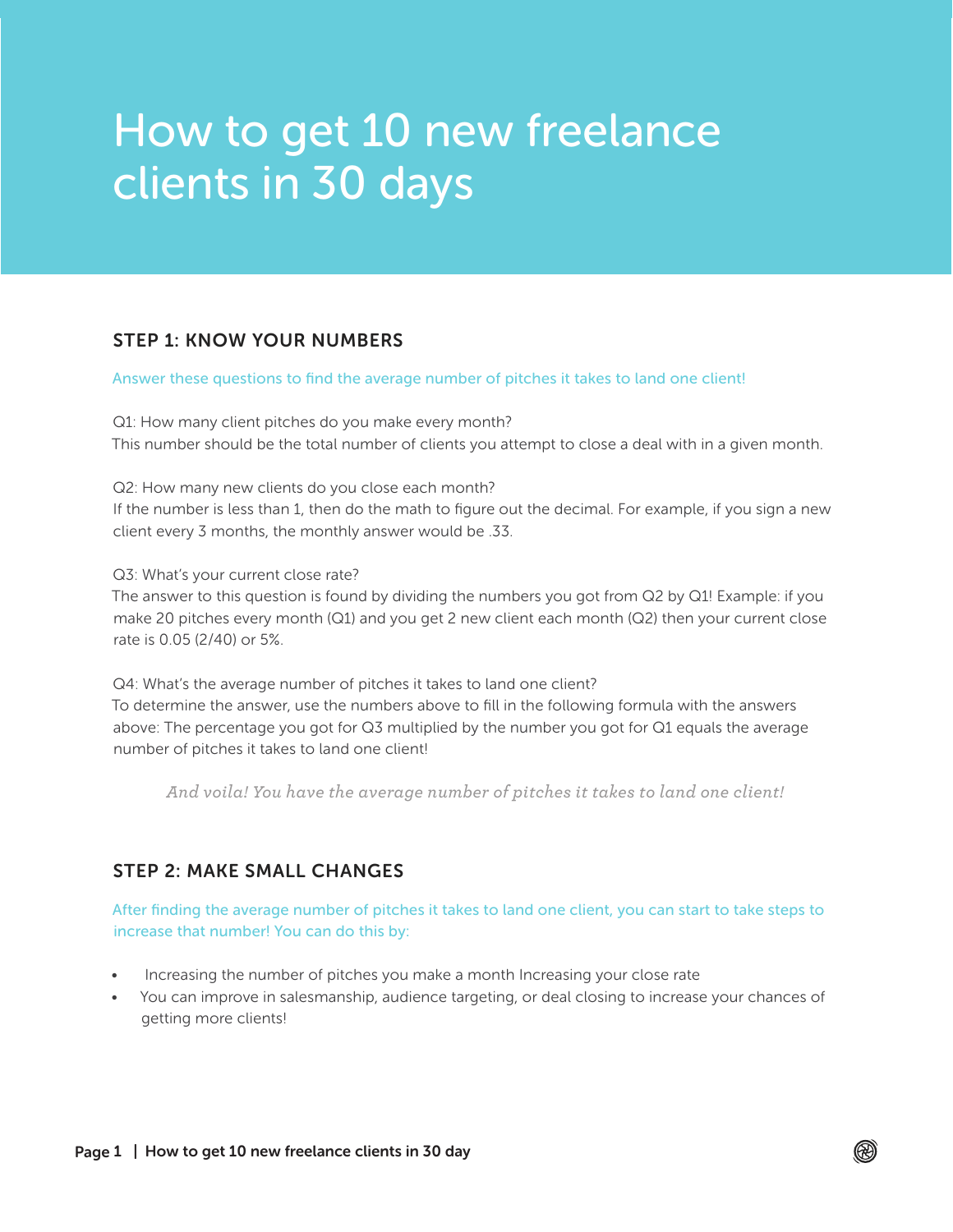# How to get 10 new freelance clients in 30 days

## STEP 1: KNOW YOUR NUMBERS

Answer these questions to find the average number of pitches it takes to land one client!

Q1: How many client pitches do you make every month?
This number should be the total number of clients you attempt to close a deal with in a given month.

Q2: How many new clients do you close each month?
If the number is less than 1, then do the math to figure out the decimal. For example, if you sign a new client every 3 months, the monthly answer would be .33.

Q3: What's your current close rate?
The answer to this question is found by dividing the numbers you got from Q2 by Q1! Example: if you make 20 pitches every month (Q1) and you get 2 new client each month (Q2) then your current close rate is 0.05 (2/40) or 5%.

Q4: What's the average number of pitches it takes to land one client?
To determine the answer, use the numbers above to fill in the following formula with the answers above: The percentage you got for Q3 multiplied by the number you got for Q1 equals the average number of pitches it takes to land one client!

*And voila! You have the average number of pitches it takes to land one client!*

## STEP 2: MAKE SMALL CHANGES

After finding the average number of pitches it takes to land one client, you can start to take steps to increase that number! You can do this by:

- Increasing the number of pitches you make a month Increasing your close rate
- You can improve in salesmanship, audience targeting, or deal closing to increase your chances of getting more clients!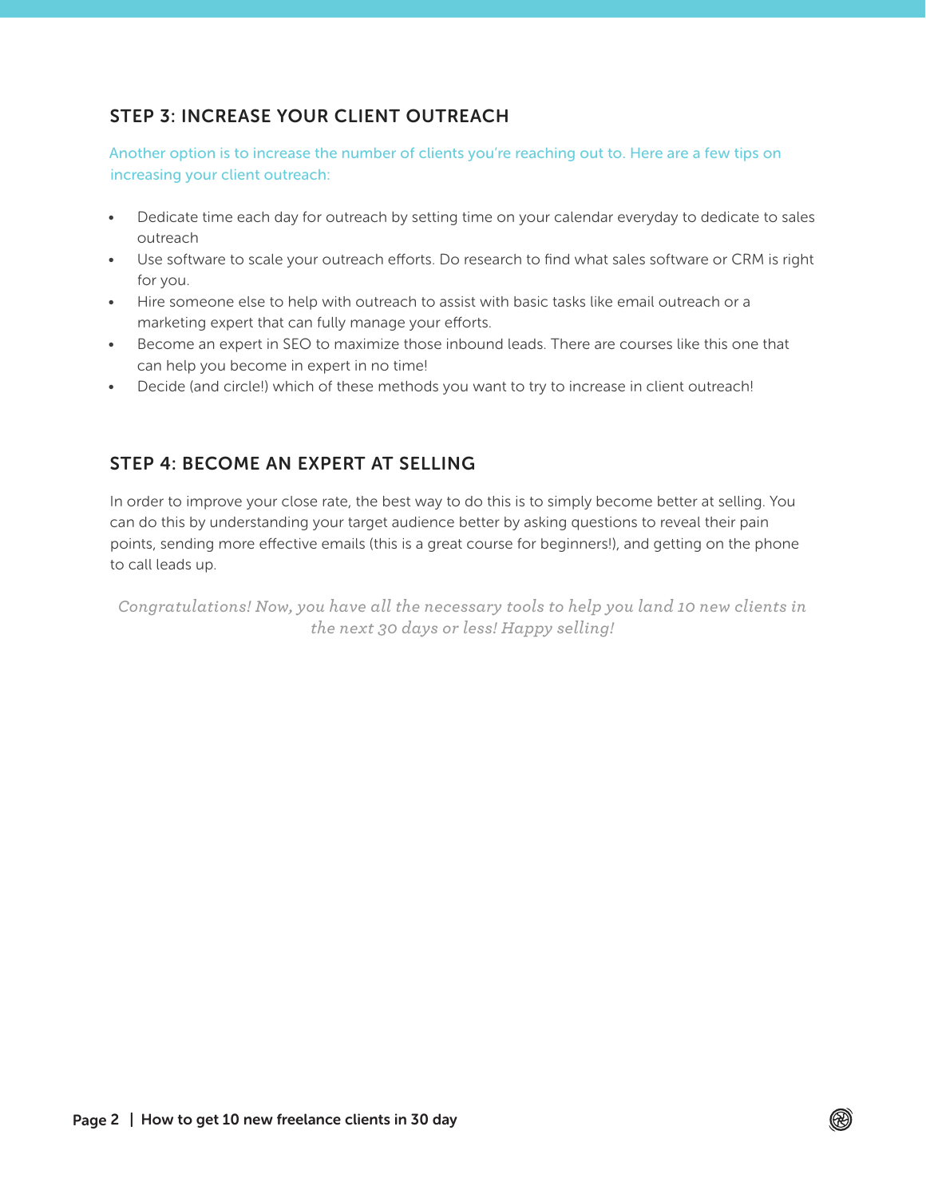## STEP 3: INCREASE YOUR CLIENT OUTREACH

Another option is to increase the number of clients you're reaching out to. Here are a few tips on increasing your client outreach:

- Dedicate time each day for outreach by setting time on your calendar everyday to dedicate to sales outreach
- Use software to scale your outreach efforts. Do research to find what sales software or CRM is right for you.
- Hire someone else to help with outreach to assist with basic tasks like email outreach or a marketing expert that can fully manage your efforts.
- Become an expert in SEO to maximize those inbound leads. There are courses like this one that can help you become in expert in no time!
- Decide (and circle!) which of these methods you want to try to increase in client outreach!

## STEP 4: BECOME AN EXPERT AT SELLING

In order to improve your close rate, the best way to do this is to simply become better at selling. You can do this by understanding your target audience better by asking questions to reveal their pain points, sending more effective emails (this is a great course for beginners!), and getting on the phone to call leads up.

*Congratulations! Now, you have all the necessary tools to help you land 10 new clients in the next 30 days or less! Happy selling!*